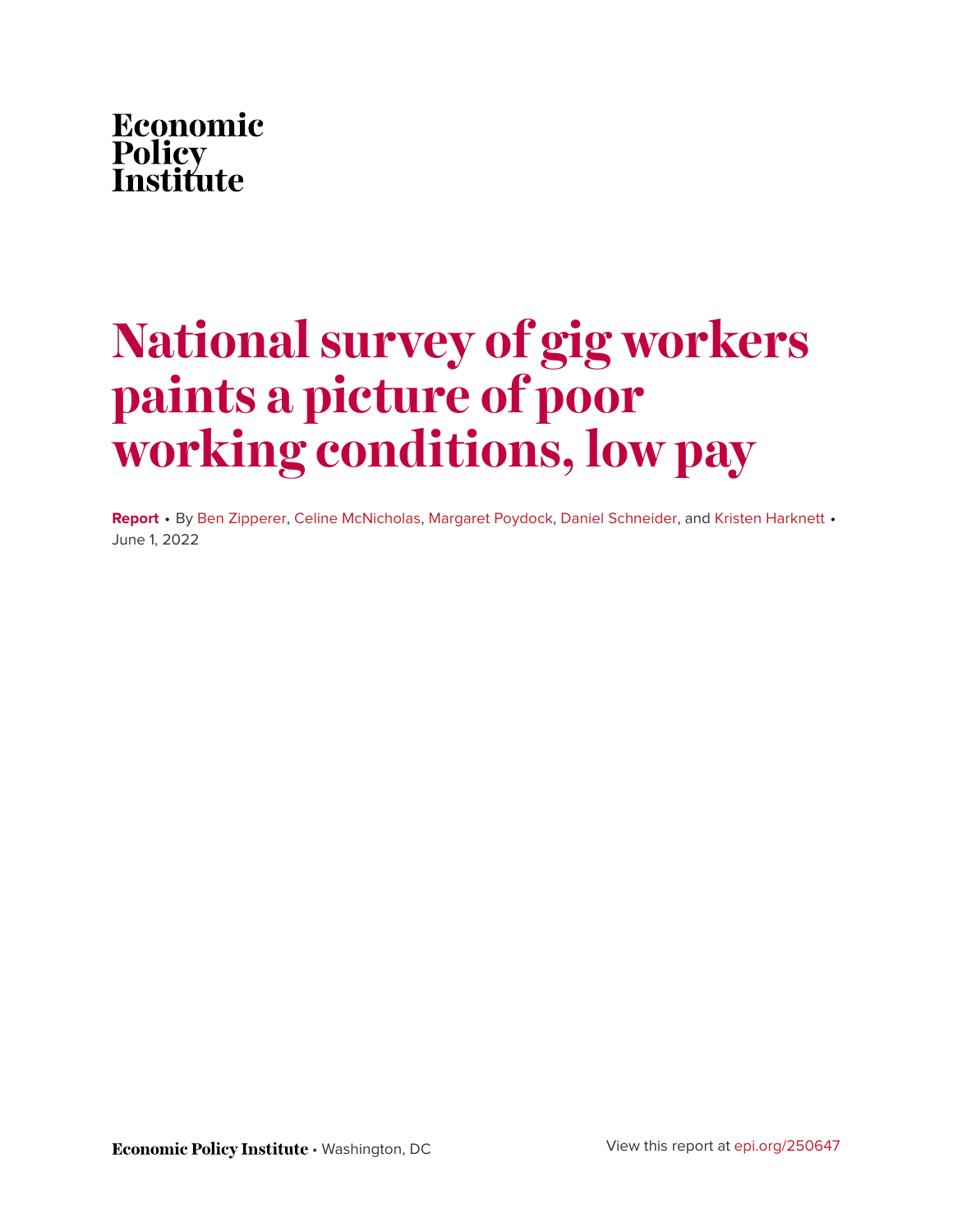Economic Policy Institute

# National survey of gig workers paints a picture of poor working conditions, low pay

**Report** • By Ben Zipperer, Celine McNicholas, Margaret Poydock, Daniel Schneider, and Kristen Harknett • June 1, 2022

**Economic Policy Institute** • Washington, DC

View this report at epi.org/250647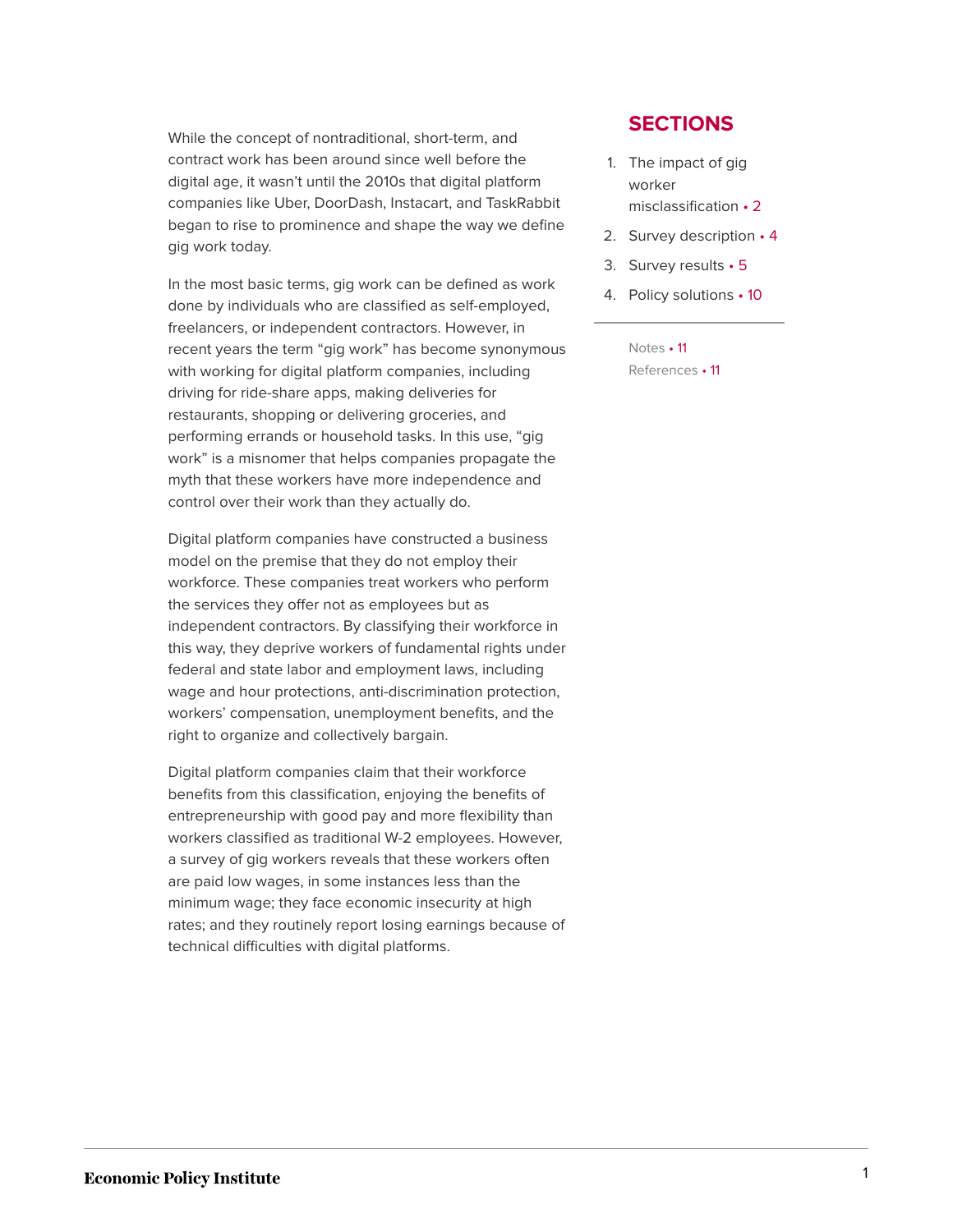While the concept of nontraditional, short-term, and contract work has been around since well before the digital age, it wasn't until the 2010s that digital platform companies like Uber, DoorDash, Instacart, and TaskRabbit began to rise to prominence and shape the way we define gig work today.

In the most basic terms, gig work can be defined as work done by individuals who are classified as self-employed, freelancers, or independent contractors. However, in recent years the term "gig work" has become synonymous with working for digital platform companies, including driving for ride-share apps, making deliveries for restaurants, shopping or delivering groceries, and performing errands or household tasks. In this use, "gig work" is a misnomer that helps companies propagate the myth that these workers have more independence and control over their work than they actually do.

Digital platform companies have constructed a business model on the premise that they do not employ their workforce. These companies treat workers who perform the services they offer not as employees but as independent contractors. By classifying their workforce in this way, they deprive workers of fundamental rights under federal and state labor and employment laws, including wage and hour protections, anti-discrimination protection, workers' compensation, unemployment benefits, and the right to organize and collectively bargain.

Digital platform companies claim that their workforce benefits from this classification, enjoying the benefits of entrepreneurship with good pay and more flexibility than workers classified as traditional W-2 employees. However, a survey of gig workers reveals that these workers often are paid low wages, in some instances less than the minimum wage; they face economic insecurity at high rates; and they routinely report losing earnings because of technical difficulties with digital platforms.

## SECTIONS

1. The impact of gig worker misclassification • 2
2. Survey description • 4
3. Survey results • 5
4. Policy solutions • 10

Notes • 11
References • 11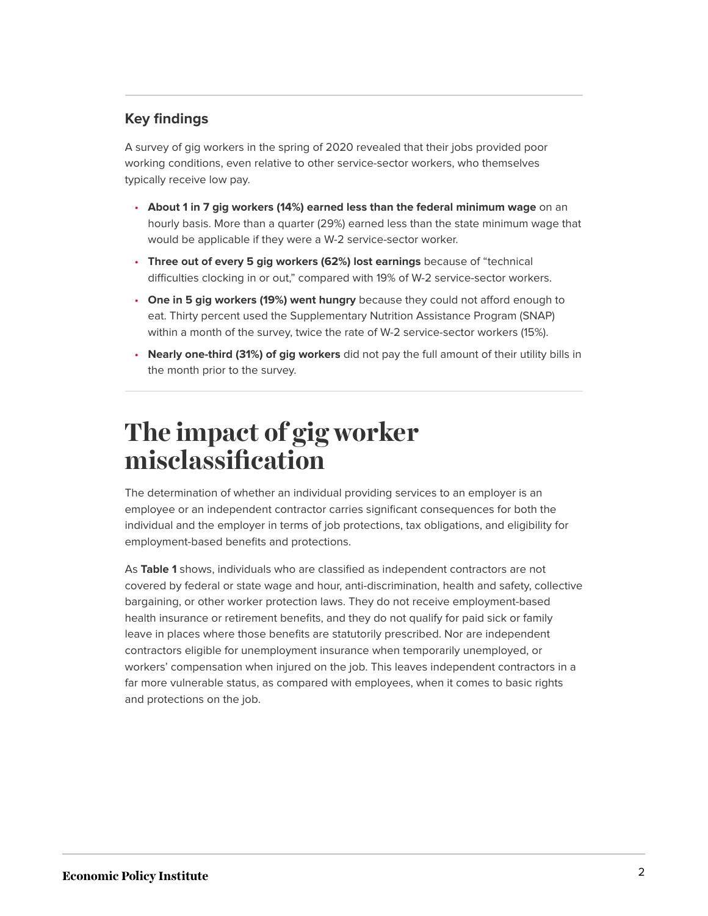### Key findings

A survey of gig workers in the spring of 2020 revealed that their jobs provided poor working conditions, even relative to other service-sector workers, who themselves typically receive low pay.

- **About 1 in 7 gig workers (14%) earned less than the federal minimum wage** on an hourly basis. More than a quarter (29%) earned less than the state minimum wage that would be applicable if they were a W-2 service-sector worker.
- **Three out of every 5 gig workers (62%) lost earnings** because of "technical difficulties clocking in or out," compared with 19% of W-2 service-sector workers.
- **One in 5 gig workers (19%) went hungry** because they could not afford enough to eat. Thirty percent used the Supplementary Nutrition Assistance Program (SNAP) within a month of the survey, twice the rate of W-2 service-sector workers (15%).
- **Nearly one-third (31%) of gig workers** did not pay the full amount of their utility bills in the month prior to the survey.

# The impact of gig worker misclassification

The determination of whether an individual providing services to an employer is an employee or an independent contractor carries significant consequences for both the individual and the employer in terms of job protections, tax obligations, and eligibility for employment-based benefits and protections.

As **Table 1** shows, individuals who are classified as independent contractors are not covered by federal or state wage and hour, anti-discrimination, health and safety, collective bargaining, or other worker protection laws. They do not receive employment-based health insurance or retirement benefits, and they do not qualify for paid sick or family leave in places where those benefits are statutorily prescribed. Nor are independent contractors eligible for unemployment insurance when temporarily unemployed, or workers' compensation when injured on the job. This leaves independent contractors in a far more vulnerable status, as compared with employees, when it comes to basic rights and protections on the job.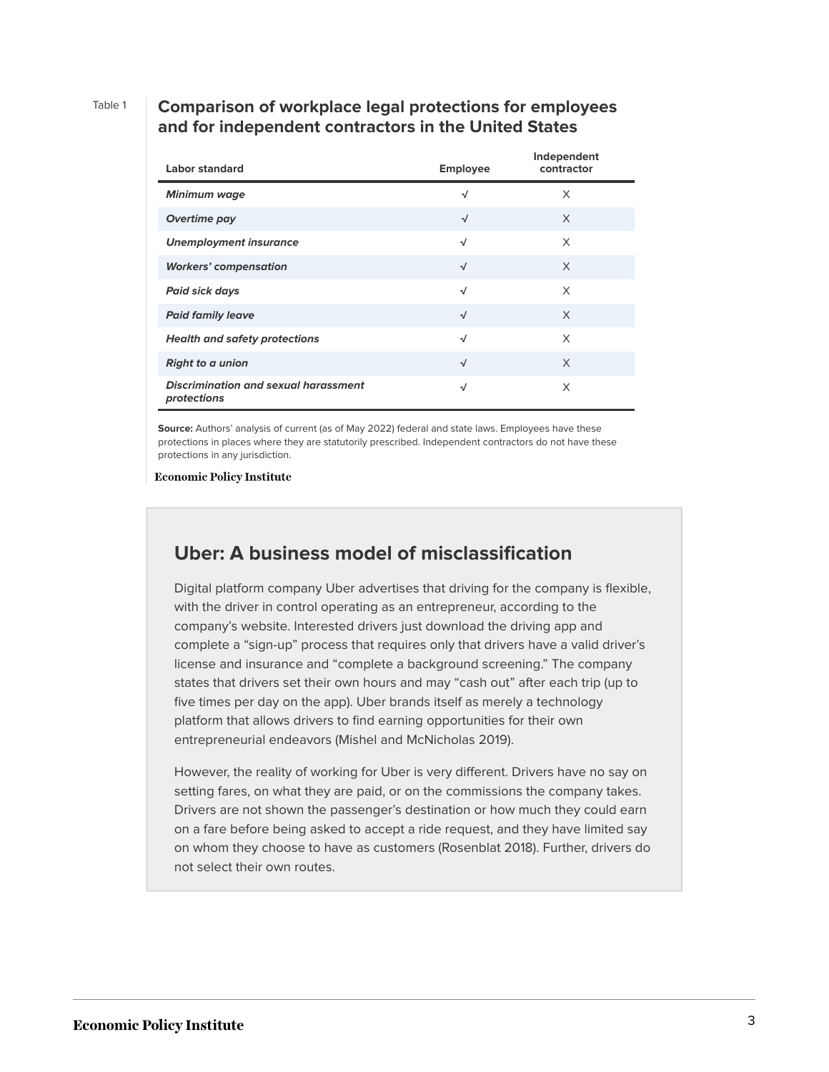Table 1

**Comparison of workplace legal protections for employees and for independent contractors in the United States**

| Labor standard | Employee | Independent contractor |
|---|---|---|
| ***Minimum wage*** | √ | X |
| ***Overtime pay*** | √ | X |
| ***Unemployment insurance*** | √ | X |
| ***Workers' compensation*** | √ | X |
| ***Paid sick days*** | √ | X |
| ***Paid family leave*** | √ | X |
| ***Health and safety protections*** | √ | X |
| ***Right to a union*** | √ | X |
| ***Discrimination and sexual harassment protections*** | √ | X |

**Source:** Authors' analysis of current (as of May 2022) federal and state laws. Employees have these protections in places where they are statutorily prescribed. Independent contractors do not have these protections in any jurisdiction.

Economic Policy Institute

## Uber: A business model of misclassification

Digital platform company Uber advertises that driving for the company is flexible, with the driver in control operating as an entrepreneur, according to the company's website. Interested drivers just download the driving app and complete a "sign-up" process that requires only that drivers have a valid driver's license and insurance and "complete a background screening." The company states that drivers set their own hours and may "cash out" after each trip (up to five times per day on the app). Uber brands itself as merely a technology platform that allows drivers to find earning opportunities for their own entrepreneurial endeavors (Mishel and McNicholas 2019).

However, the reality of working for Uber is very different. Drivers have no say on setting fares, on what they are paid, or on the commissions the company takes. Drivers are not shown the passenger's destination or how much they could earn on a fare before being asked to accept a ride request, and they have limited say on whom they choose to have as customers (Rosenblat 2018). Further, drivers do not select their own routes.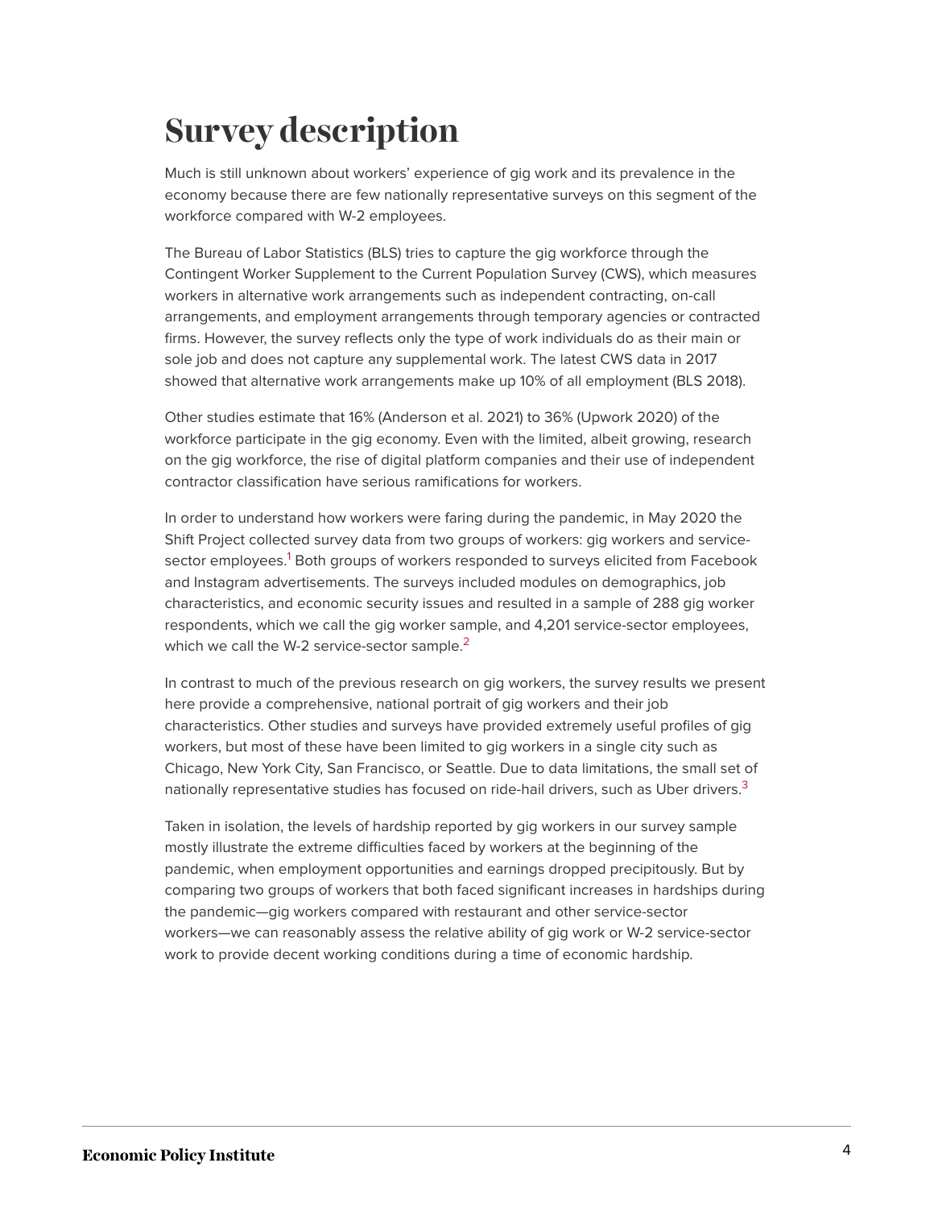# Survey description

Much is still unknown about workers' experience of gig work and its prevalence in the economy because there are few nationally representative surveys on this segment of the workforce compared with W-2 employees.

The Bureau of Labor Statistics (BLS) tries to capture the gig workforce through the Contingent Worker Supplement to the Current Population Survey (CWS), which measures workers in alternative work arrangements such as independent contracting, on-call arrangements, and employment arrangements through temporary agencies or contracted firms. However, the survey reflects only the type of work individuals do as their main or sole job and does not capture any supplemental work. The latest CWS data in 2017 showed that alternative work arrangements make up 10% of all employment (BLS 2018).

Other studies estimate that 16% (Anderson et al. 2021) to 36% (Upwork 2020) of the workforce participate in the gig economy. Even with the limited, albeit growing, research on the gig workforce, the rise of digital platform companies and their use of independent contractor classification have serious ramifications for workers.

In order to understand how workers were faring during the pandemic, in May 2020 the Shift Project collected survey data from two groups of workers: gig workers and service-sector employees.[1] Both groups of workers responded to surveys elicited from Facebook and Instagram advertisements. The surveys included modules on demographics, job characteristics, and economic security issues and resulted in a sample of 288 gig worker respondents, which we call the gig worker sample, and 4,201 service-sector employees, which we call the W-2 service-sector sample.[2]

In contrast to much of the previous research on gig workers, the survey results we present here provide a comprehensive, national portrait of gig workers and their job characteristics. Other studies and surveys have provided extremely useful profiles of gig workers, but most of these have been limited to gig workers in a single city such as Chicago, New York City, San Francisco, or Seattle. Due to data limitations, the small set of nationally representative studies has focused on ride-hail drivers, such as Uber drivers.[3]

Taken in isolation, the levels of hardship reported by gig workers in our survey sample mostly illustrate the extreme difficulties faced by workers at the beginning of the pandemic, when employment opportunities and earnings dropped precipitously. But by comparing two groups of workers that both faced significant increases in hardships during the pandemic—gig workers compared with restaurant and other service-sector workers—we can reasonably assess the relative ability of gig work or W-2 service-sector work to provide decent working conditions during a time of economic hardship.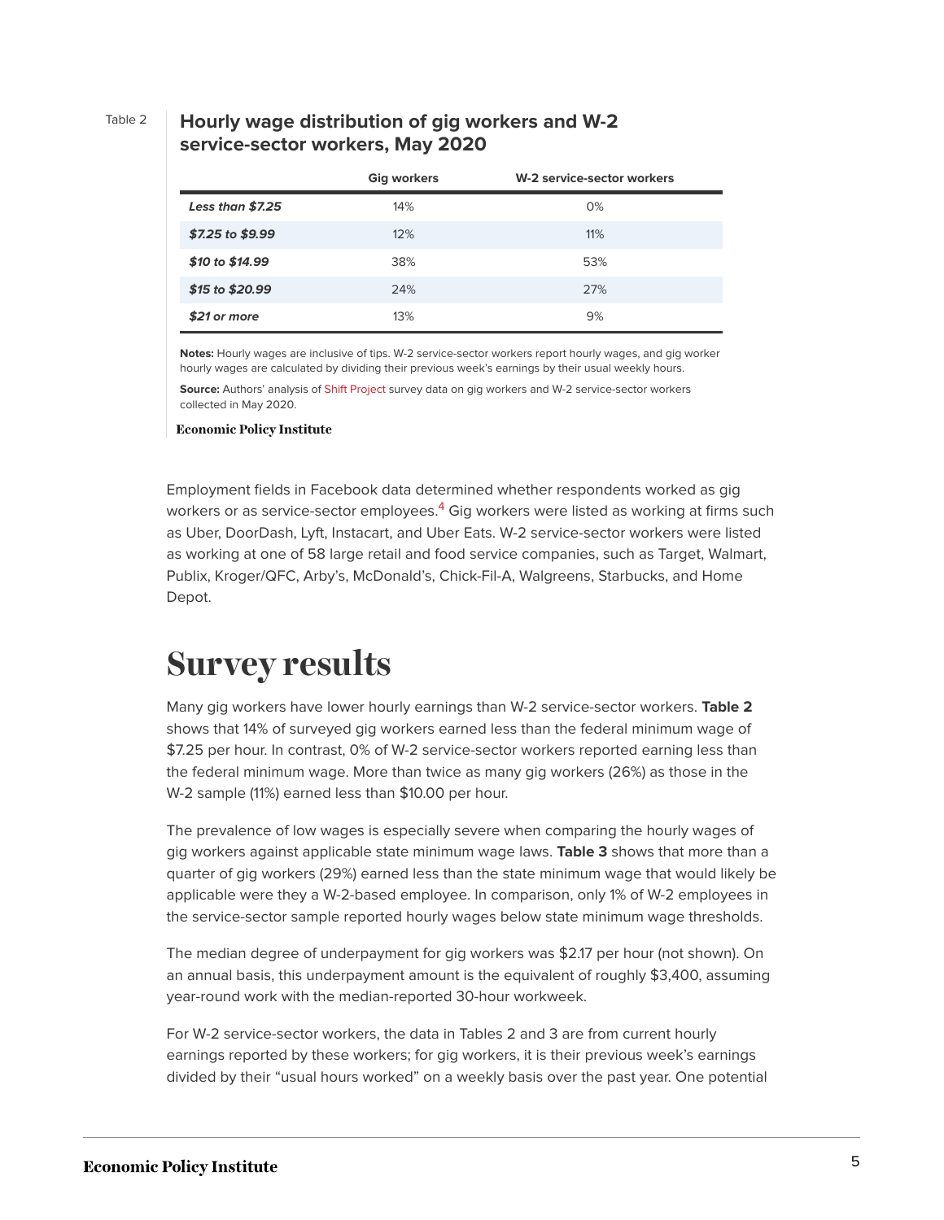Table 2

**Hourly wage distribution of gig workers and W-2 service-sector workers, May 2020**

| | Gig workers | W-2 service-sector workers |
|---|---|---|
| ***Less than $7.25*** | 14% | 0% |
| ***$7.25 to $9.99*** | 12% | 11% |
| ***$10 to $14.99*** | 38% | 53% |
| ***$15 to $20.99*** | 24% | 27% |
| ***$21 or more*** | 13% | 9% |

**Notes:** Hourly wages are inclusive of tips. W-2 service-sector workers report hourly wages, and gig worker hourly wages are calculated by dividing their previous week's earnings by their usual weekly hours.

**Source:** Authors' analysis of Shift Project survey data on gig workers and W-2 service-sector workers collected in May 2020.

Economic Policy Institute

Employment fields in Facebook data determined whether respondents worked as gig workers or as service-sector employees.[4] Gig workers were listed as working at firms such as Uber, DoorDash, Lyft, Instacart, and Uber Eats. W-2 service-sector workers were listed as working at one of 58 large retail and food service companies, such as Target, Walmart, Publix, Kroger/QFC, Arby's, McDonald's, Chick-Fil-A, Walgreens, Starbucks, and Home Depot.

# Survey results

Many gig workers have lower hourly earnings than W-2 service-sector workers. **Table 2** shows that 14% of surveyed gig workers earned less than the federal minimum wage of $7.25 per hour. In contrast, 0% of W-2 service-sector workers reported earning less than the federal minimum wage. More than twice as many gig workers (26%) as those in the W-2 sample (11%) earned less than $10.00 per hour.

The prevalence of low wages is especially severe when comparing the hourly wages of gig workers against applicable state minimum wage laws. **Table 3** shows that more than a quarter of gig workers (29%) earned less than the state minimum wage that would likely be applicable were they a W-2-based employee. In comparison, only 1% of W-2 employees in the service-sector sample reported hourly wages below state minimum wage thresholds.

The median degree of underpayment for gig workers was $2.17 per hour (not shown). On an annual basis, this underpayment amount is the equivalent of roughly $3,400, assuming year-round work with the median-reported 30-hour workweek.

For W-2 service-sector workers, the data in Tables 2 and 3 are from current hourly earnings reported by these workers; for gig workers, it is their previous week's earnings divided by their "usual hours worked" on a weekly basis over the past year. One potential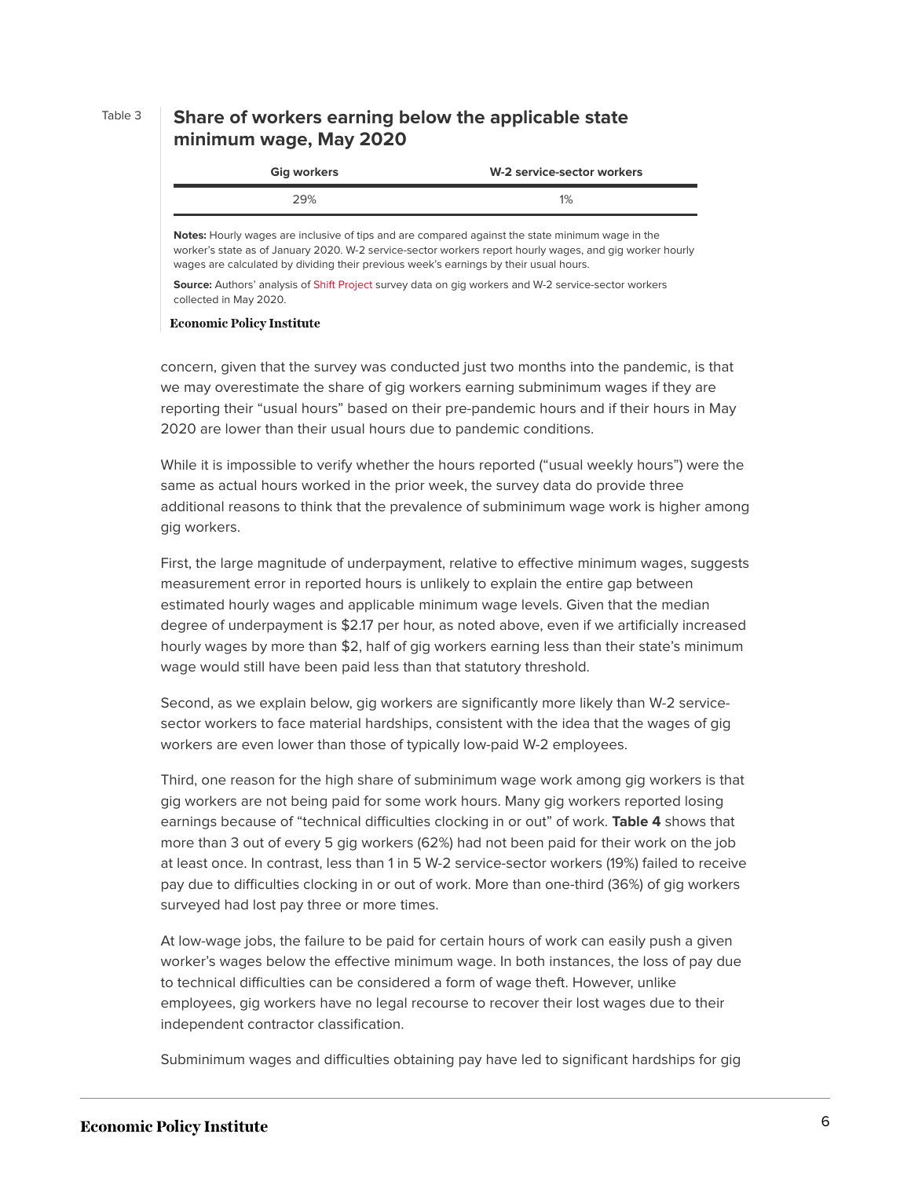Table 3

### Share of workers earning below the applicable state minimum wage, May 2020

| Gig workers | W-2 service-sector workers |
|---|---|
| 29% | 1% |

**Notes:** Hourly wages are inclusive of tips and are compared against the state minimum wage in the worker's state as of January 2020. W-2 service-sector workers report hourly wages, and gig worker hourly wages are calculated by dividing their previous week's earnings by their usual hours.

**Source:** Authors' analysis of Shift Project survey data on gig workers and W-2 service-sector workers collected in May 2020.

**Economic Policy Institute**

concern, given that the survey was conducted just two months into the pandemic, is that we may overestimate the share of gig workers earning subminimum wages if they are reporting their "usual hours" based on their pre-pandemic hours and if their hours in May 2020 are lower than their usual hours due to pandemic conditions.

While it is impossible to verify whether the hours reported ("usual weekly hours") were the same as actual hours worked in the prior week, the survey data do provide three additional reasons to think that the prevalence of subminimum wage work is higher among gig workers.

First, the large magnitude of underpayment, relative to effective minimum wages, suggests measurement error in reported hours is unlikely to explain the entire gap between estimated hourly wages and applicable minimum wage levels. Given that the median degree of underpayment is $2.17 per hour, as noted above, even if we artificially increased hourly wages by more than $2, half of gig workers earning less than their state's minimum wage would still have been paid less than that statutory threshold.

Second, as we explain below, gig workers are significantly more likely than W-2 service-sector workers to face material hardships, consistent with the idea that the wages of gig workers are even lower than those of typically low-paid W-2 employees.

Third, one reason for the high share of subminimum wage work among gig workers is that gig workers are not being paid for some work hours. Many gig workers reported losing earnings because of "technical difficulties clocking in or out" of work. **Table 4** shows that more than 3 out of every 5 gig workers (62%) had not been paid for their work on the job at least once. In contrast, less than 1 in 5 W-2 service-sector workers (19%) failed to receive pay due to difficulties clocking in or out of work. More than one-third (36%) of gig workers surveyed had lost pay three or more times.

At low-wage jobs, the failure to be paid for certain hours of work can easily push a given worker's wages below the effective minimum wage. In both instances, the loss of pay due to technical difficulties can be considered a form of wage theft. However, unlike employees, gig workers have no legal recourse to recover their lost wages due to their independent contractor classification.

Subminimum wages and difficulties obtaining pay have led to significant hardships for gig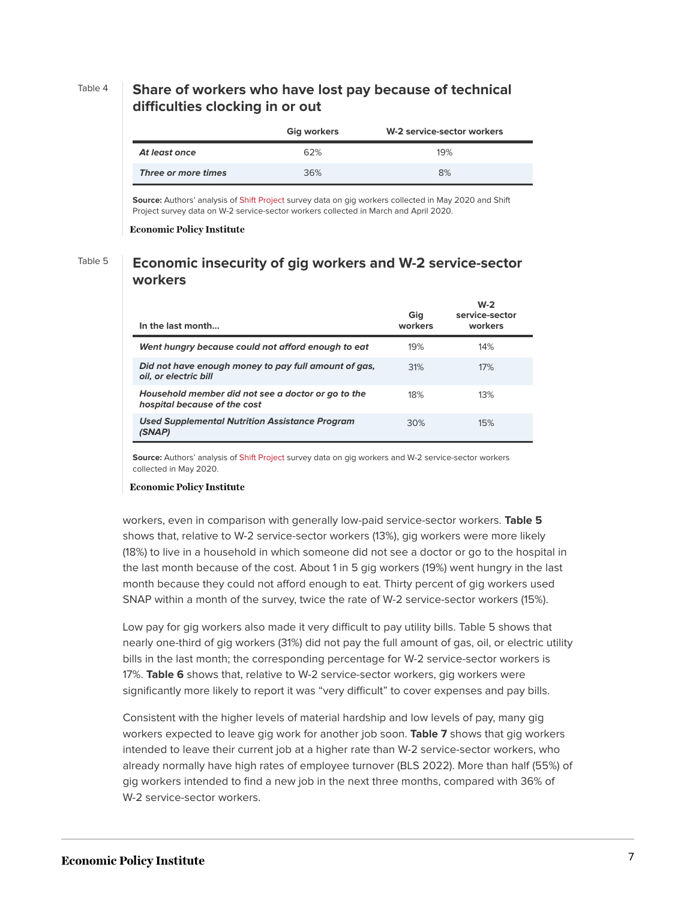Table 4

## Share of workers who have lost pay because of technical difficulties clocking in or out

| | Gig workers | W-2 service-sector workers |
|---|---|---|
| *At least once* | 62% | 19% |
| *Three or more times* | 36% | 8% |

**Source:** Authors' analysis of Shift Project survey data on gig workers collected in May 2020 and Shift Project survey data on W-2 service-sector workers collected in March and April 2020.

Economic Policy Institute

Table 5

## Economic insecurity of gig workers and W-2 service-sector workers

| In the last month... | Gig workers | W-2 service-sector workers |
|---|---|---|
| *Went hungry because could not afford enough to eat* | 19% | 14% |
| *Did not have enough money to pay full amount of gas, oil, or electric bill* | 31% | 17% |
| *Household member did not see a doctor or go to the hospital because of the cost* | 18% | 13% |
| *Used Supplemental Nutrition Assistance Program (SNAP)* | 30% | 15% |

**Source:** Authors' analysis of Shift Project survey data on gig workers and W-2 service-sector workers collected in May 2020.

Economic Policy Institute

workers, even in comparison with generally low-paid service-sector workers. **Table 5** shows that, relative to W-2 service-sector workers (13%), gig workers were more likely (18%) to live in a household in which someone did not see a doctor or go to the hospital in the last month because of the cost. About 1 in 5 gig workers (19%) went hungry in the last month because they could not afford enough to eat. Thirty percent of gig workers used SNAP within a month of the survey, twice the rate of W-2 service-sector workers (15%).

Low pay for gig workers also made it very difficult to pay utility bills. Table 5 shows that nearly one-third of gig workers (31%) did not pay the full amount of gas, oil, or electric utility bills in the last month; the corresponding percentage for W-2 service-sector workers is 17%. **Table 6** shows that, relative to W-2 service-sector workers, gig workers were significantly more likely to report it was "very difficult" to cover expenses and pay bills.

Consistent with the higher levels of material hardship and low levels of pay, many gig workers expected to leave gig work for another job soon. **Table 7** shows that gig workers intended to leave their current job at a higher rate than W-2 service-sector workers, who already normally have high rates of employee turnover (BLS 2022). More than half (55%) of gig workers intended to find a new job in the next three months, compared with 36% of W-2 service-sector workers.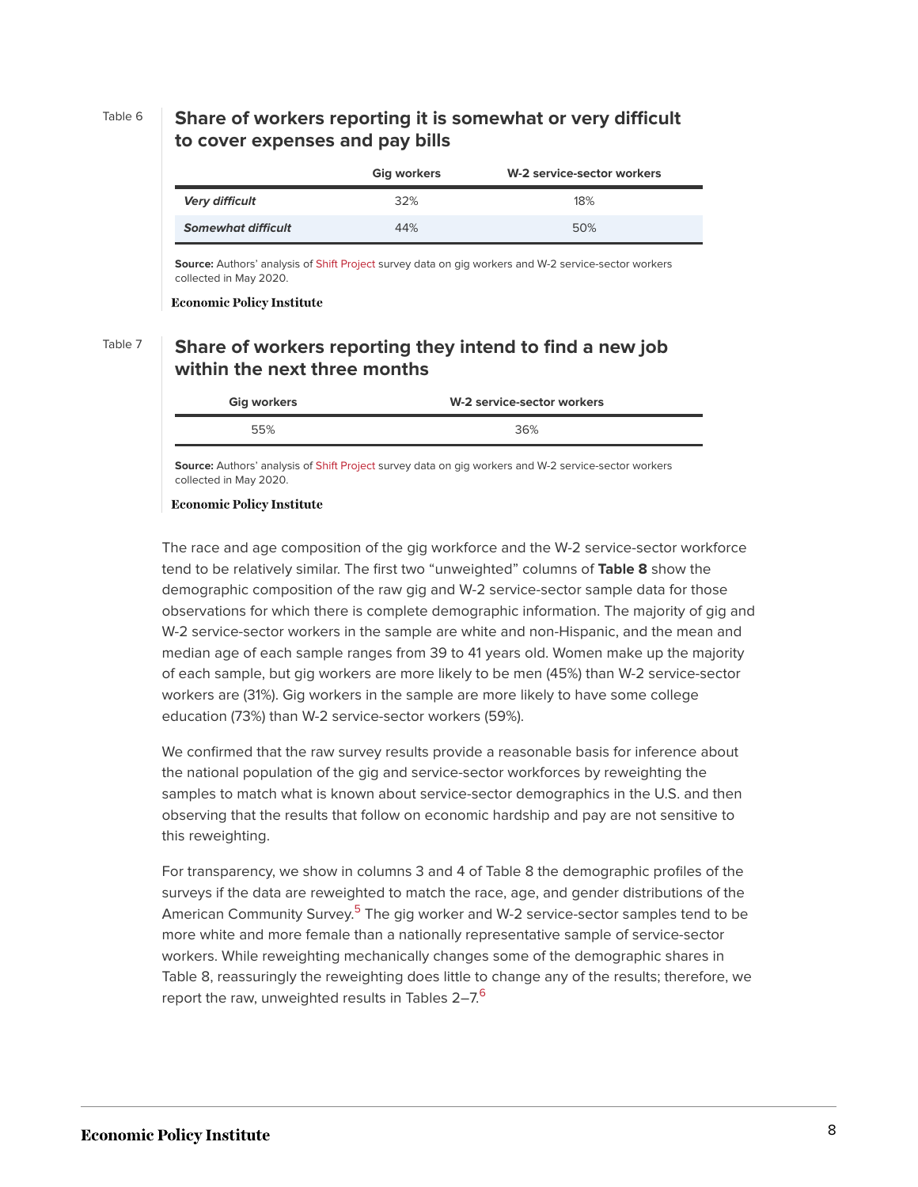Table 6

**Share of workers reporting it is somewhat or very difficult to cover expenses and pay bills**

| | Gig workers | W-2 service-sector workers |
|---|---|---|
| ***Very difficult*** | 32% | 18% |
| ***Somewhat difficult*** | 44% | 50% |

**Source:** Authors' analysis of Shift Project survey data on gig workers and W-2 service-sector workers collected in May 2020.

**Economic Policy Institute**

Table 7

**Share of workers reporting they intend to find a new job within the next three months**

| Gig workers | W-2 service-sector workers |
|---|---|
| 55% | 36% |

**Source:** Authors' analysis of Shift Project survey data on gig workers and W-2 service-sector workers collected in May 2020.

**Economic Policy Institute**

The race and age composition of the gig workforce and the W-2 service-sector workforce tend to be relatively similar. The first two "unweighted" columns of **Table 8** show the demographic composition of the raw gig and W-2 service-sector sample data for those observations for which there is complete demographic information. The majority of gig and W-2 service-sector workers in the sample are white and non-Hispanic, and the mean and median age of each sample ranges from 39 to 41 years old. Women make up the majority of each sample, but gig workers are more likely to be men (45%) than W-2 service-sector workers are (31%). Gig workers in the sample are more likely to have some college education (73%) than W-2 service-sector workers (59%).

We confirmed that the raw survey results provide a reasonable basis for inference about the national population of the gig and service-sector workforces by reweighting the samples to match what is known about service-sector demographics in the U.S. and then observing that the results that follow on economic hardship and pay are not sensitive to this reweighting.

For transparency, we show in columns 3 and 4 of Table 8 the demographic profiles of the surveys if the data are reweighted to match the race, age, and gender distributions of the American Community Survey.[5] The gig worker and W-2 service-sector samples tend to be more white and more female than a nationally representative sample of service-sector workers. While reweighting mechanically changes some of the demographic shares in Table 8, reassuringly the reweighting does little to change any of the results; therefore, we report the raw, unweighted results in Tables 2–7.[6]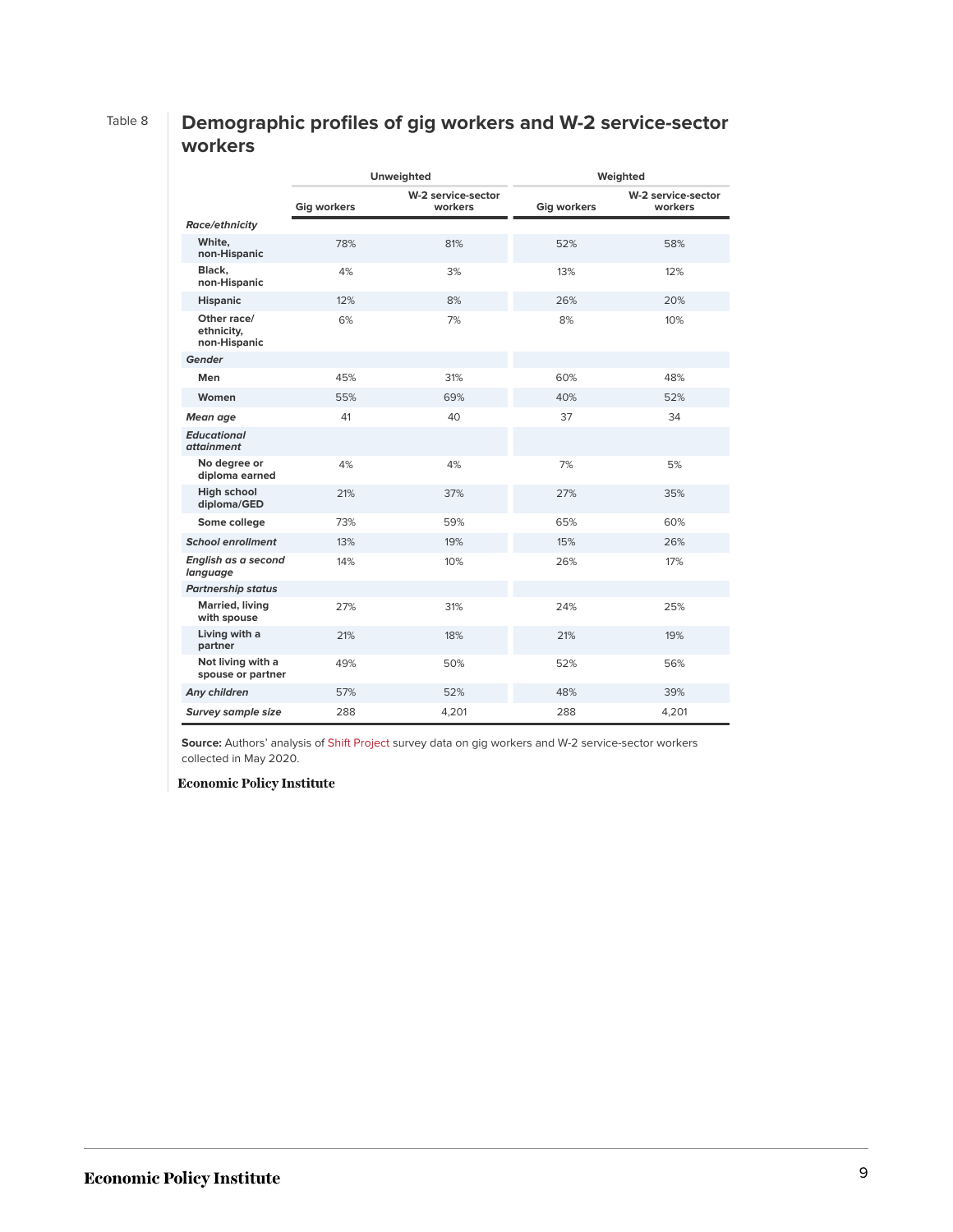Table 8

## Demographic profiles of gig workers and W-2 service-sector workers

| | Unweighted | | Weighted | |
|---|---|---|---|---|
| | Gig workers | W-2 service-sector workers | Gig workers | W-2 service-sector workers |
| ***Race/ethnicity*** | | | | |
| **White, non-Hispanic** | 78% | 81% | 52% | 58% |
| **Black, non-Hispanic** | 4% | 3% | 13% | 12% |
| **Hispanic** | 12% | 8% | 26% | 20% |
| **Other race/ ethnicity, non-Hispanic** | 6% | 7% | 8% | 10% |
| ***Gender*** | | | | |
| **Men** | 45% | 31% | 60% | 48% |
| **Women** | 55% | 69% | 40% | 52% |
| ***Mean age*** | 41 | 40 | 37 | 34 |
| ***Educational attainment*** | | | | |
| **No degree or diploma earned** | 4% | 4% | 7% | 5% |
| **High school diploma/GED** | 21% | 37% | 27% | 35% |
| **Some college** | 73% | 59% | 65% | 60% |
| ***School enrollment*** | 13% | 19% | 15% | 26% |
| ***English as a second language*** | 14% | 10% | 26% | 17% |
| ***Partnership status*** | | | | |
| **Married, living with spouse** | 27% | 31% | 24% | 25% |
| **Living with a partner** | 21% | 18% | 21% | 19% |
| **Not living with a spouse or partner** | 49% | 50% | 52% | 56% |
| ***Any children*** | 57% | 52% | 48% | 39% |
| ***Survey sample size*** | 288 | 4,201 | 288 | 4,201 |

**Source:** Authors' analysis of Shift Project survey data on gig workers and W-2 service-sector workers collected in May 2020.

**Economic Policy Institute**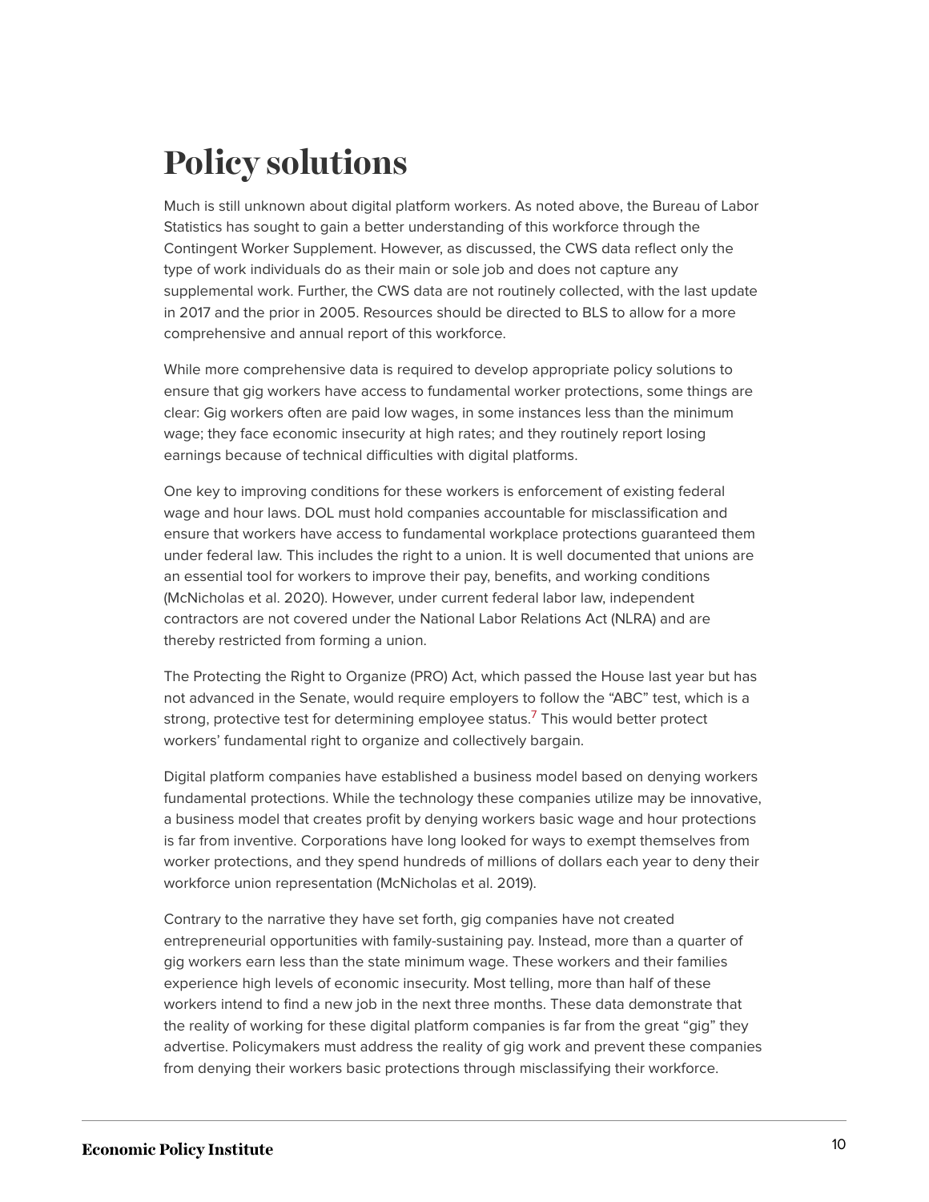# Policy solutions

Much is still unknown about digital platform workers. As noted above, the Bureau of Labor Statistics has sought to gain a better understanding of this workforce through the Contingent Worker Supplement. However, as discussed, the CWS data reflect only the type of work individuals do as their main or sole job and does not capture any supplemental work. Further, the CWS data are not routinely collected, with the last update in 2017 and the prior in 2005. Resources should be directed to BLS to allow for a more comprehensive and annual report of this workforce.

While more comprehensive data is required to develop appropriate policy solutions to ensure that gig workers have access to fundamental worker protections, some things are clear: Gig workers often are paid low wages, in some instances less than the minimum wage; they face economic insecurity at high rates; and they routinely report losing earnings because of technical difficulties with digital platforms.

One key to improving conditions for these workers is enforcement of existing federal wage and hour laws. DOL must hold companies accountable for misclassification and ensure that workers have access to fundamental workplace protections guaranteed them under federal law. This includes the right to a union. It is well documented that unions are an essential tool for workers to improve their pay, benefits, and working conditions (McNicholas et al. 2020). However, under current federal labor law, independent contractors are not covered under the National Labor Relations Act (NLRA) and are thereby restricted from forming a union.

The Protecting the Right to Organize (PRO) Act, which passed the House last year but has not advanced in the Senate, would require employers to follow the "ABC" test, which is a strong, protective test for determining employee status.[7] This would better protect workers' fundamental right to organize and collectively bargain.

Digital platform companies have established a business model based on denying workers fundamental protections. While the technology these companies utilize may be innovative, a business model that creates profit by denying workers basic wage and hour protections is far from inventive. Corporations have long looked for ways to exempt themselves from worker protections, and they spend hundreds of millions of dollars each year to deny their workforce union representation (McNicholas et al. 2019).

Contrary to the narrative they have set forth, gig companies have not created entrepreneurial opportunities with family-sustaining pay. Instead, more than a quarter of gig workers earn less than the state minimum wage. These workers and their families experience high levels of economic insecurity. Most telling, more than half of these workers intend to find a new job in the next three months. These data demonstrate that the reality of working for these digital platform companies is far from the great "gig" they advertise. Policymakers must address the reality of gig work and prevent these companies from denying their workers basic protections through misclassifying their workforce.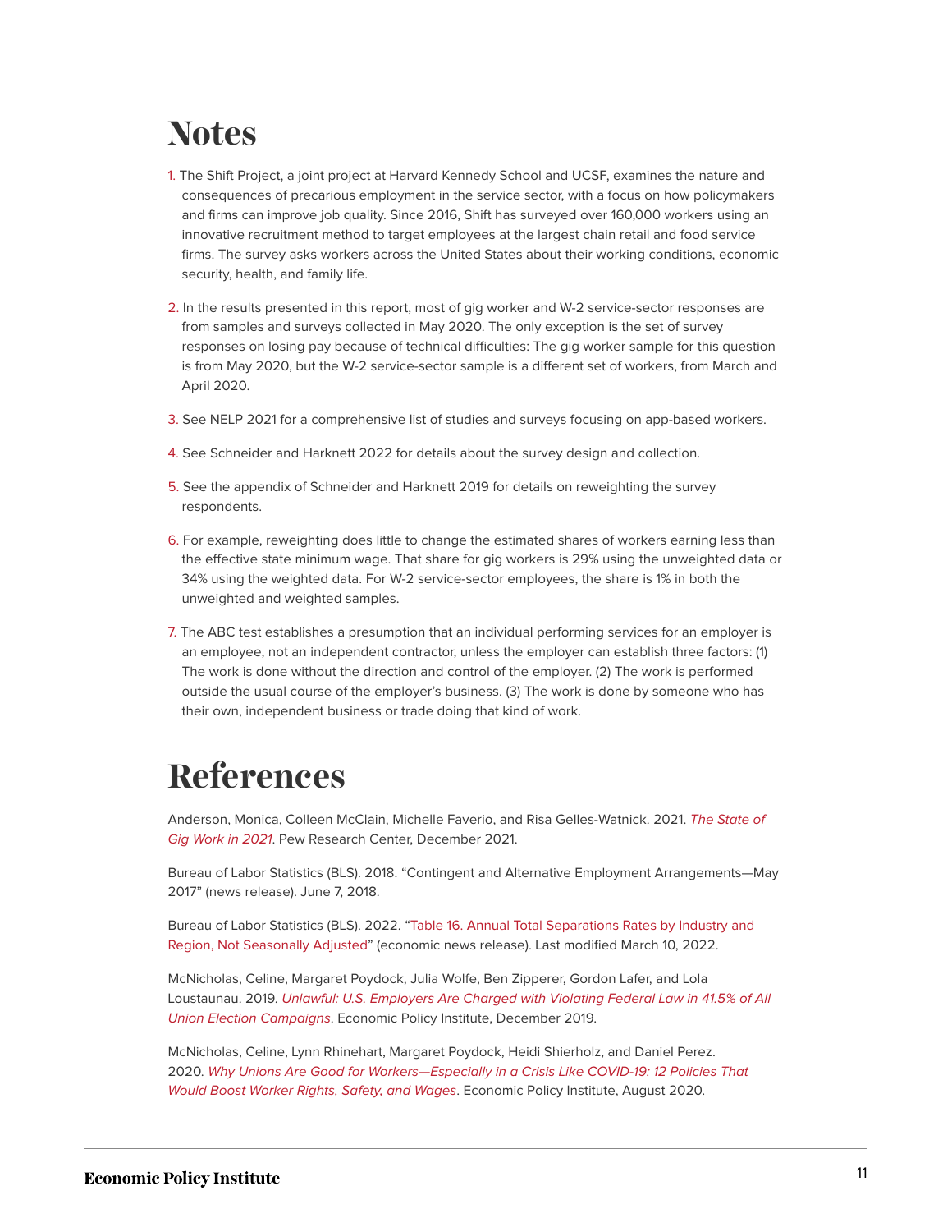# Notes

1. The Shift Project, a joint project at Harvard Kennedy School and UCSF, examines the nature and consequences of precarious employment in the service sector, with a focus on how policymakers and firms can improve job quality. Since 2016, Shift has surveyed over 160,000 workers using an innovative recruitment method to target employees at the largest chain retail and food service firms. The survey asks workers across the United States about their working conditions, economic security, health, and family life.

2. In the results presented in this report, most of gig worker and W-2 service-sector responses are from samples and surveys collected in May 2020. The only exception is the set of survey responses on losing pay because of technical difficulties: The gig worker sample for this question is from May 2020, but the W-2 service-sector sample is a different set of workers, from March and April 2020.

3. See NELP 2021 for a comprehensive list of studies and surveys focusing on app-based workers.

4. See Schneider and Harknett 2022 for details about the survey design and collection.

5. See the appendix of Schneider and Harknett 2019 for details on reweighting the survey respondents.

6. For example, reweighting does little to change the estimated shares of workers earning less than the effective state minimum wage. That share for gig workers is 29% using the unweighted data or 34% using the weighted data. For W-2 service-sector employees, the share is 1% in both the unweighted and weighted samples.

7. The ABC test establishes a presumption that an individual performing services for an employer is an employee, not an independent contractor, unless the employer can establish three factors: (1) The work is done without the direction and control of the employer. (2) The work is performed outside the usual course of the employer's business. (3) The work is done by someone who has their own, independent business or trade doing that kind of work.

# References

Anderson, Monica, Colleen McClain, Michelle Faverio, and Risa Gelles-Watnick. 2021. *The State of Gig Work in 2021*. Pew Research Center, December 2021.

Bureau of Labor Statistics (BLS). 2018. "Contingent and Alternative Employment Arrangements—May 2017" (news release). June 7, 2018.

Bureau of Labor Statistics (BLS). 2022. "Table 16. Annual Total Separations Rates by Industry and Region, Not Seasonally Adjusted" (economic news release). Last modified March 10, 2022.

McNicholas, Celine, Margaret Poydock, Julia Wolfe, Ben Zipperer, Gordon Lafer, and Lola Loustaunau. 2019. *Unlawful: U.S. Employers Are Charged with Violating Federal Law in 41.5% of All Union Election Campaigns*. Economic Policy Institute, December 2019.

McNicholas, Celine, Lynn Rhinehart, Margaret Poydock, Heidi Shierholz, and Daniel Perez. 2020. *Why Unions Are Good for Workers—Especially in a Crisis Like COVID-19: 12 Policies That Would Boost Worker Rights, Safety, and Wages*. Economic Policy Institute, August 2020.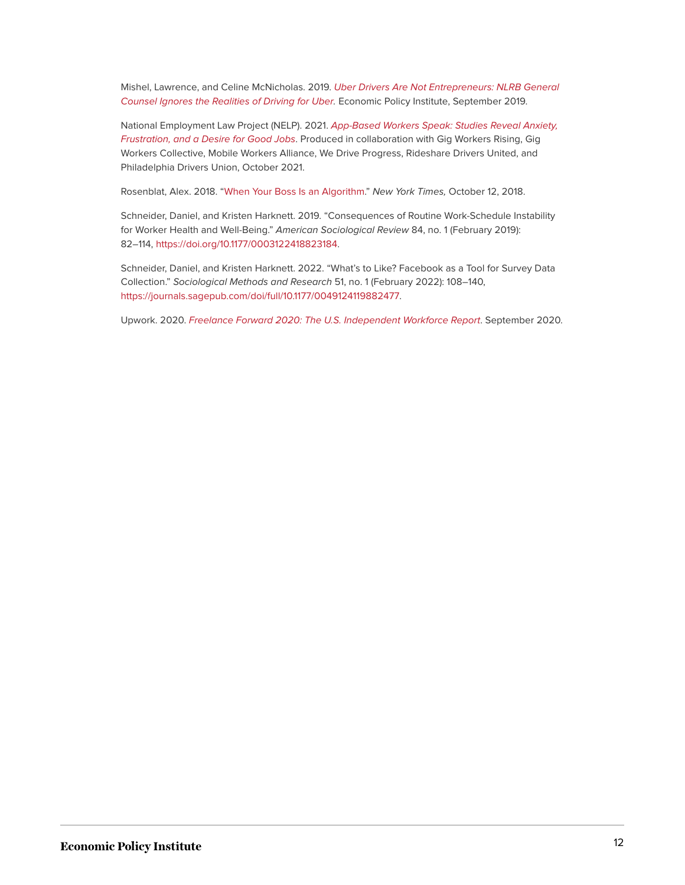Mishel, Lawrence, and Celine McNicholas. 2019. *Uber Drivers Are Not Entrepreneurs: NLRB General Counsel Ignores the Realities of Driving for Uber.* Economic Policy Institute, September 2019.

National Employment Law Project (NELP). 2021. *App-Based Workers Speak: Studies Reveal Anxiety, Frustration, and a Desire for Good Jobs*. Produced in collaboration with Gig Workers Rising, Gig Workers Collective, Mobile Workers Alliance, We Drive Progress, Rideshare Drivers United, and Philadelphia Drivers Union, October 2021.

Rosenblat, Alex. 2018. "When Your Boss Is an Algorithm." *New York Times,* October 12, 2018.

Schneider, Daniel, and Kristen Harknett. 2019. "Consequences of Routine Work-Schedule Instability for Worker Health and Well-Being." *American Sociological Review* 84, no. 1 (February 2019): 82–114, https://doi.org/10.1177/0003122418823184.

Schneider, Daniel, and Kristen Harknett. 2022. "What's to Like? Facebook as a Tool for Survey Data Collection." *Sociological Methods and Research* 51, no. 1 (February 2022): 108–140, https://journals.sagepub.com/doi/full/10.1177/0049124119882477.

Upwork. 2020. *Freelance Forward 2020: The U.S. Independent Workforce Report*. September 2020.